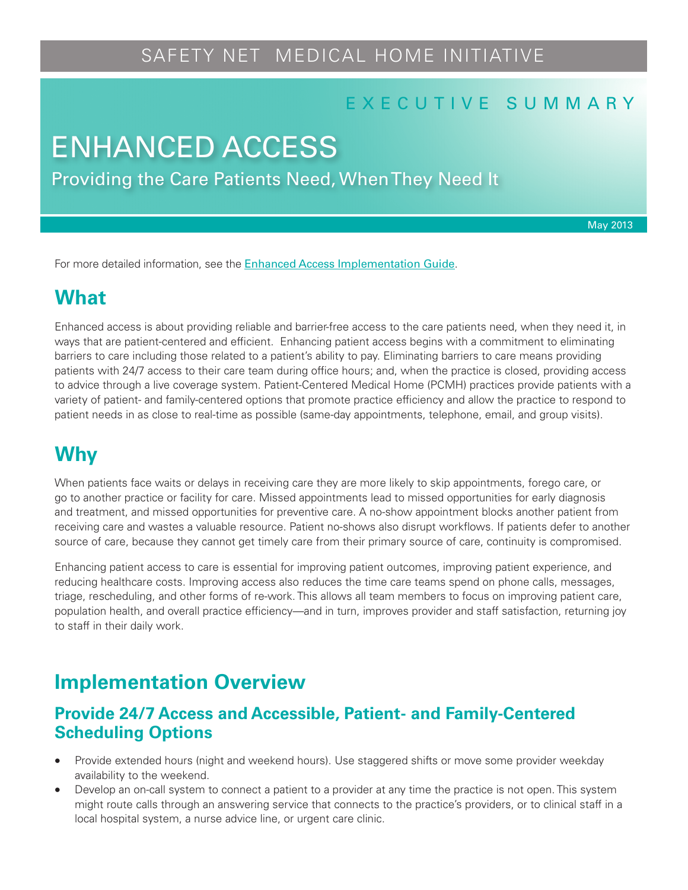SAFETY NET MEDICAL HOME INITIATIVE

EXECUTIVE SUMMARY

# ENHANCED ACCESS

Providing the Care Patients Need, When They Need It

May 2013

For more detailed information, see the [Enhanced Access Implementation Guide](Enhanced Access Implementation Guide).

## What

Enhanced access is about providing reliable and barrier-free access to the care patients need, when they need it, in ways that are patient-centered and efficient. Enhancing patient access begins with a commitment to eliminating barriers to care including those related to a patient's ability to pay. Eliminating barriers to care means providing patients with 24/7 access to their care team during office hours; and, when the practice is closed, providing access to advice through a live coverage system. Patient-Centered Medical Home (PCMH) practices provide patients with a variety of patient- and family-centered options that promote practice efficiency and allow the practice to respond to patient needs in as close to real-time as possible (same-day appointments, telephone, email, and group visits).

## Why

When patients face waits or delays in receiving care they are more likely to skip appointments, forego care, or go to another practice or facility for care. Missed appointments lead to missed opportunities for early diagnosis and treatment, and missed opportunities for preventive care. A no-show appointment blocks another patient from receiving care and wastes a valuable resource. Patient no-shows also disrupt workflows. If patients defer to another source of care, because they cannot get timely care from their primary source of care, continuity is compromised.

Enhancing patient access to care is essential for improving patient outcomes, improving patient experience, and reducing healthcare costs. Improving access also reduces the time care teams spend on phone calls, messages, triage, rescheduling, and other forms of re-work. This allows all team members to focus on improving patient care, population health, and overall practice efficiency—and in turn, improves provider and staff satisfaction, returning joy to staff in their daily work.

## Implementation Overview

### Provide 24/7 Access and Accessible, Patient- and Family-Centered Scheduling Options

- Provide extended hours (night and weekend hours). Use staggered shifts or move some provider weekday availability to the weekend.
- Develop an on-call system to connect a patient to a provider at any time the practice is not open. This system might route calls through an answering service that connects to the practice's providers, or to clinical staff in a local hospital system, a nurse advice line, or urgent care clinic.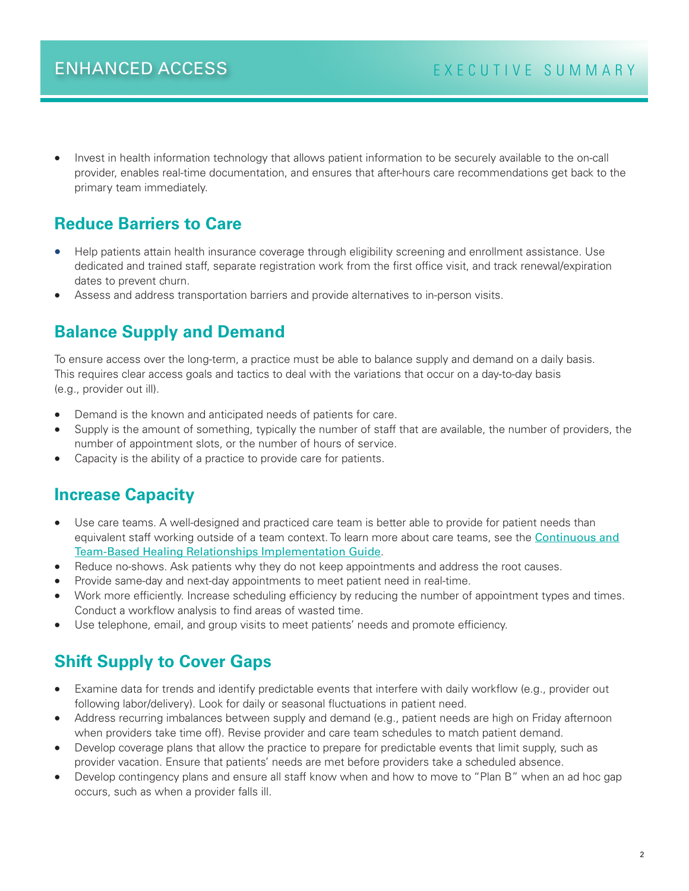- Invest in health information technology that allows patient information to be securely available to the on-call provider, enables real-time documentation, and ensures that after-hours care recommendations get back to the primary team immediately.

## Reduce Barriers to Care

- Help patients attain health insurance coverage through eligibility screening and enrollment assistance. Use dedicated and trained staff, separate registration work from the first office visit, and track renewal/expiration dates to prevent churn.
- Assess and address transportation barriers and provide alternatives to in-person visits.

## Balance Supply and Demand

To ensure access over the long-term, a practice must be able to balance supply and demand on a daily basis. This requires clear access goals and tactics to deal with the variations that occur on a day-to-day basis (e.g., provider out ill).

- Demand is the known and anticipated needs of patients for care.
- Supply is the amount of something, typically the number of staff that are available, the number of providers, the number of appointment slots, or the number of hours of service.
- Capacity is the ability of a practice to provide care for patients.

## Increase Capacity

- Use care teams. A well-designed and practiced care team is better able to provide for patient needs than equivalent staff working outside of a team context. To learn more about care teams, see the [Continuous and Team-Based Healing Relationships Implementation Guide](#).
- Reduce no-shows. Ask patients why they do not keep appointments and address the root causes.
- Provide same-day and next-day appointments to meet patient need in real-time.
- Work more efficiently. Increase scheduling efficiency by reducing the number of appointment types and times. Conduct a workflow analysis to find areas of wasted time.
- Use telephone, email, and group visits to meet patients' needs and promote efficiency.

## Shift Supply to Cover Gaps

- Examine data for trends and identify predictable events that interfere with daily workflow (e.g., provider out following labor/delivery). Look for daily or seasonal fluctuations in patient need.
- Address recurring imbalances between supply and demand (e.g., patient needs are high on Friday afternoon when providers take time off). Revise provider and care team schedules to match patient demand.
- Develop coverage plans that allow the practice to prepare for predictable events that limit supply, such as provider vacation. Ensure that patients' needs are met before providers take a scheduled absence.
- Develop contingency plans and ensure all staff know when and how to move to "Plan B" when an ad hoc gap occurs, such as when a provider falls ill.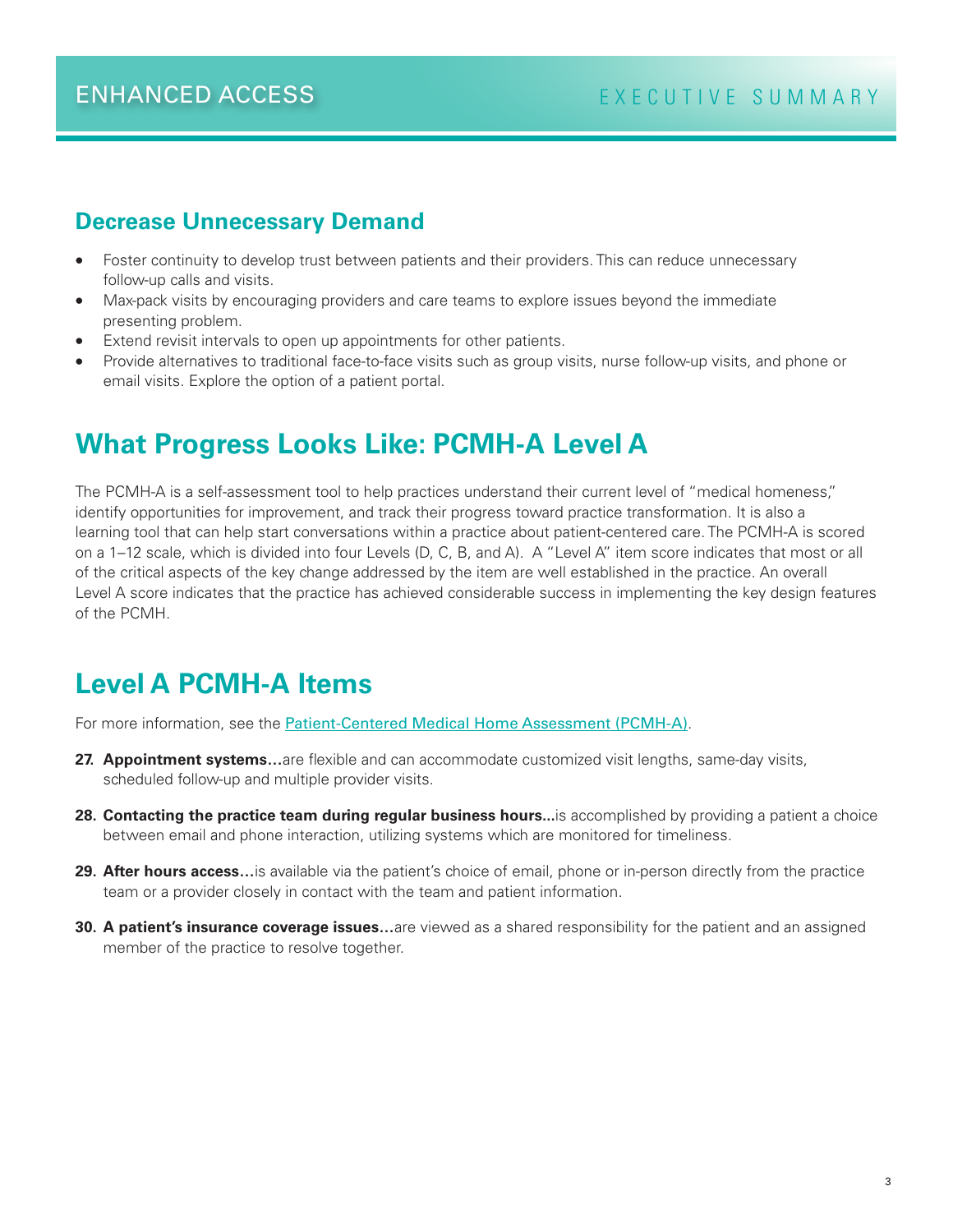## Decrease Unnecessary Demand

- Foster continuity to develop trust between patients and their providers. This can reduce unnecessary follow-up calls and visits.
- Max-pack visits by encouraging providers and care teams to explore issues beyond the immediate presenting problem.
- Extend revisit intervals to open up appointments for other patients.
- Provide alternatives to traditional face-to-face visits such as group visits, nurse follow-up visits, and phone or email visits. Explore the option of a patient portal.

# What Progress Looks Like: PCMH-A Level A

The PCMH-A is a self-assessment tool to help practices understand their current level of "medical homeness," identify opportunities for improvement, and track their progress toward practice transformation. It is also a learning tool that can help start conversations within a practice about patient-centered care. The PCMH-A is scored on a 1–12 scale, which is divided into four Levels (D, C, B, and A). A "Level A" item score indicates that most or all of the critical aspects of the key change addressed by the item are well established in the practice. An overall Level A score indicates that the practice has achieved considerable success in implementing the key design features of the PCMH.

# Level A PCMH-A Items

For more information, see the Patient-Centered Medical Home Assessment (PCMH-A).

27. **Appointment systems…**are flexible and can accommodate customized visit lengths, same-day visits, scheduled follow-up and multiple provider visits.

28. **Contacting the practice team during regular business hours…**is accomplished by providing a patient a choice between email and phone interaction, utilizing systems which are monitored for timeliness.

29. **After hours access…**is available via the patient's choice of email, phone or in-person directly from the practice team or a provider closely in contact with the team and patient information.

30. **A patient's insurance coverage issues…**are viewed as a shared responsibility for the patient and an assigned member of the practice to resolve together.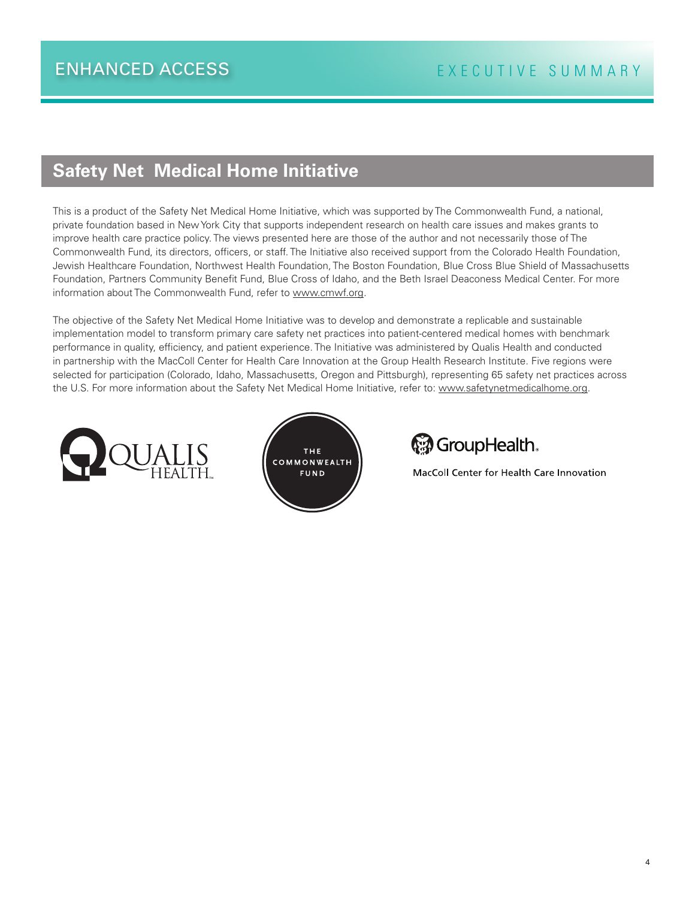## Safety Net Medical Home Initiative

This is a product of the Safety Net Medical Home Initiative, which was supported by The Commonwealth Fund, a national, private foundation based in New York City that supports independent research on health care issues and makes grants to improve health care practice policy. The views presented here are those of the author and not necessarily those of The Commonwealth Fund, its directors, officers, or staff. The Initiative also received support from the Colorado Health Foundation, Jewish Healthcare Foundation, Northwest Health Foundation, The Boston Foundation, Blue Cross Blue Shield of Massachusetts Foundation, Partners Community Benefit Fund, Blue Cross of Idaho, and the Beth Israel Deaconess Medical Center. For more information about The Commonwealth Fund, refer to www.cmwf.org.

The objective of the Safety Net Medical Home Initiative was to develop and demonstrate a replicable and sustainable implementation model to transform primary care safety net practices into patient-centered medical homes with benchmark performance in quality, efficiency, and patient experience. The Initiative was administered by Qualis Health and conducted in partnership with the MacColl Center for Health Care Innovation at the Group Health Research Institute. Five regions were selected for participation (Colorado, Idaho, Massachusetts, Oregon and Pittsburgh), representing 65 safety net practices across the U.S. For more information about the Safety Net Medical Home Initiative, refer to: www.safetynetmedicalhome.org.

QUALIS HEALTH

THE COMMONWEALTH FUND

GroupHealth.

MacColl Center for Health Care Innovation